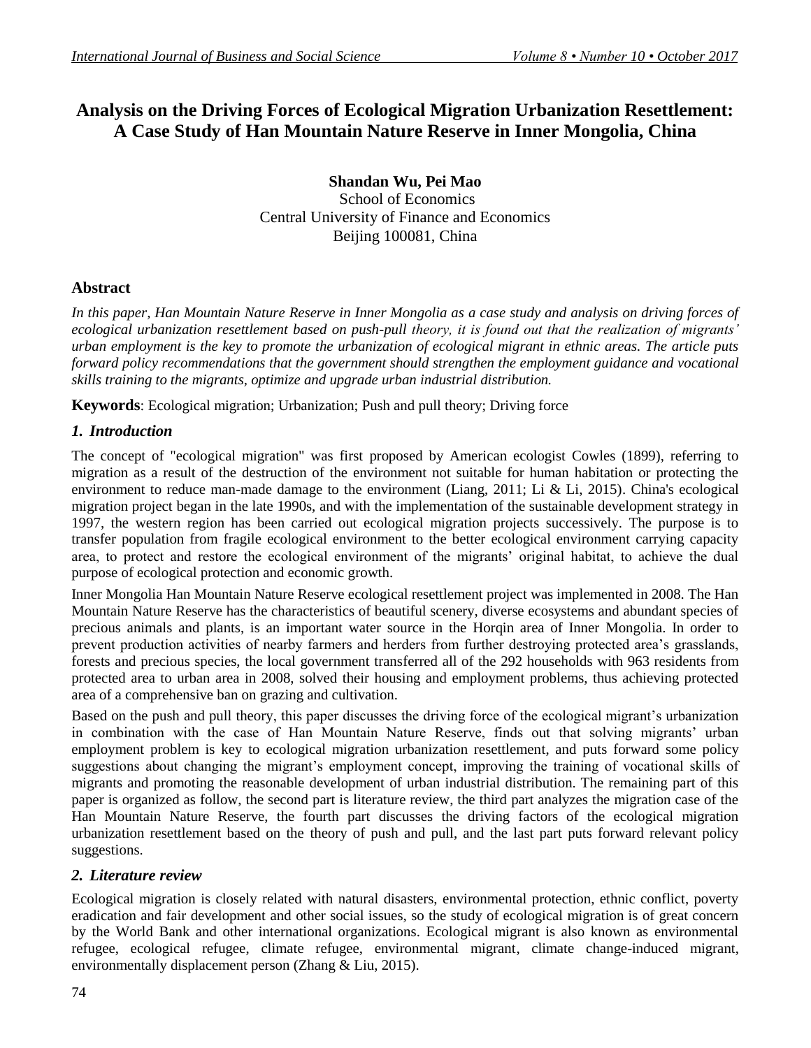# Analysis on the Driving Forces of Ecological Migration Urbanization Resettlement: A Case Study of Han Mountain Nature Reserve in Inner Mongolia, China

**Shandan Wu, Pei Mao**
School of Economics
Central University of Finance and Economics
Beijing 100081, China

## Abstract

*In this paper, Han Mountain Nature Reserve in Inner Mongolia as a case study and analysis on driving forces of ecological urbanization resettlement based on push-pull theory, it is found out that the realization of migrants' urban employment is the key to promote the urbanization of ecological migrant in ethnic areas. The article puts forward policy recommendations that the government should strengthen the employment guidance and vocational skills training to the migrants, optimize and upgrade urban industrial distribution.*

**Keywords**: Ecological migration; Urbanization; Push and pull theory; Driving force

## *1. Introduction*

The concept of "ecological migration" was first proposed by American ecologist Cowles (1899), referring to migration as a result of the destruction of the environment not suitable for human habitation or protecting the environment to reduce man-made damage to the environment (Liang, 2011; Li & Li, 2015). China's ecological migration project began in the late 1990s, and with the implementation of the sustainable development strategy in 1997, the western region has been carried out ecological migration projects successively. The purpose is to transfer population from fragile ecological environment to the better ecological environment carrying capacity area, to protect and restore the ecological environment of the migrants' original habitat, to achieve the dual purpose of ecological protection and economic growth.

Inner Mongolia Han Mountain Nature Reserve ecological resettlement project was implemented in 2008. The Han Mountain Nature Reserve has the characteristics of beautiful scenery, diverse ecosystems and abundant species of precious animals and plants, is an important water source in the Horqin area of Inner Mongolia. In order to prevent production activities of nearby farmers and herders from further destroying protected area's grasslands, forests and precious species, the local government transferred all of the 292 households with 963 residents from protected area to urban area in 2008, solved their housing and employment problems, thus achieving protected area of a comprehensive ban on grazing and cultivation.

Based on the push and pull theory, this paper discusses the driving force of the ecological migrant's urbanization in combination with the case of Han Mountain Nature Reserve, finds out that solving migrants' urban employment problem is key to ecological migration urbanization resettlement, and puts forward some policy suggestions about changing the migrant's employment concept, improving the training of vocational skills of migrants and promoting the reasonable development of urban industrial distribution. The remaining part of this paper is organized as follow, the second part is literature review, the third part analyzes the migration case of the Han Mountain Nature Reserve, the fourth part discusses the driving factors of the ecological migration urbanization resettlement based on the theory of push and pull, and the last part puts forward relevant policy suggestions.

## *2. Literature review*

Ecological migration is closely related with natural disasters, environmental protection, ethnic conflict, poverty eradication and fair development and other social issues, so the study of ecological migration is of great concern by the World Bank and other international organizations. Ecological migrant is also known as environmental refugee, ecological refugee, climate refugee, environmental migrant, climate change-induced migrant, environmentally displacement person (Zhang & Liu, 2015).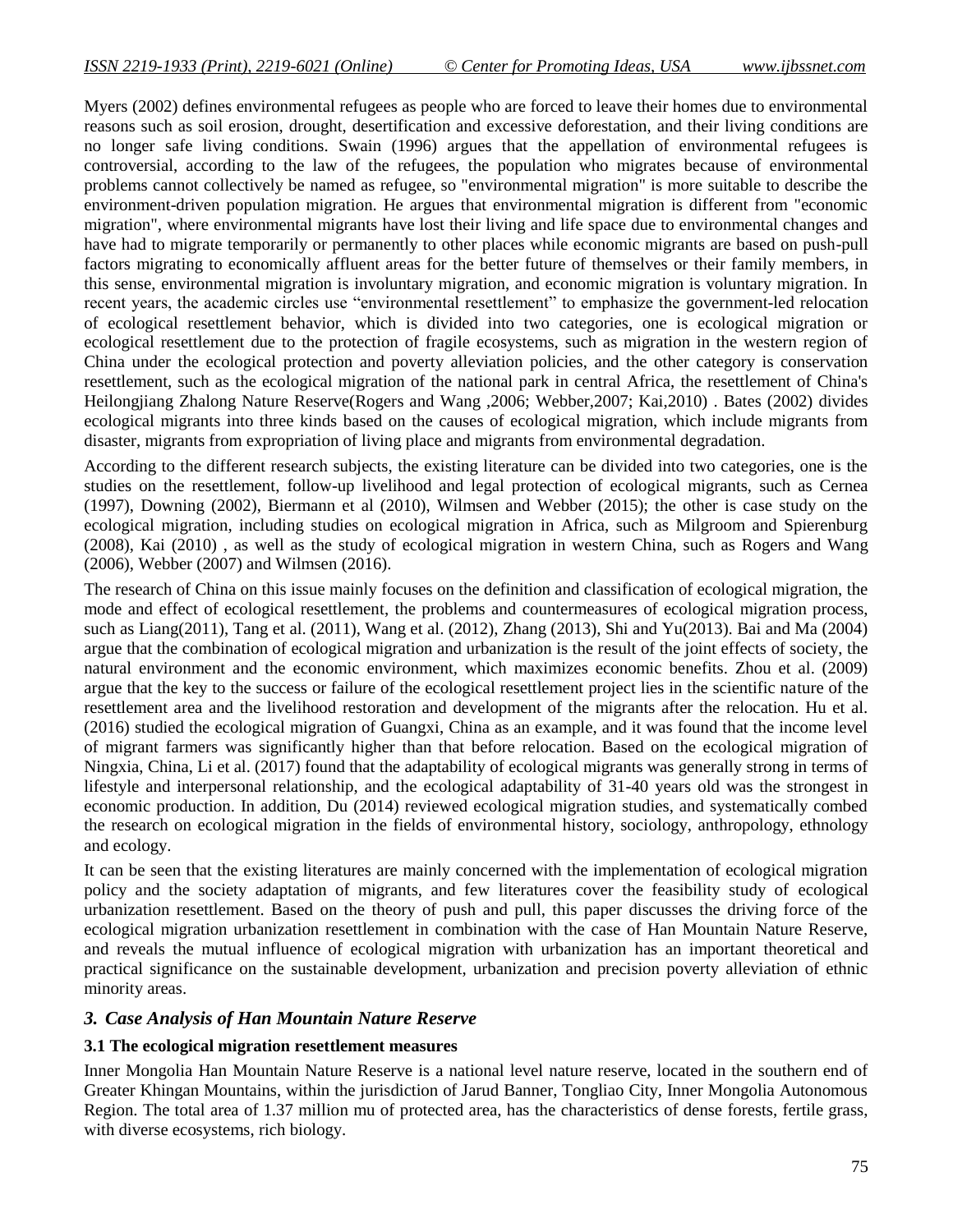Myers (2002) defines environmental refugees as people who are forced to leave their homes due to environmental reasons such as soil erosion, drought, desertification and excessive deforestation, and their living conditions are no longer safe living conditions. Swain (1996) argues that the appellation of environmental refugees is controversial, according to the law of the refugees, the population who migrates because of environmental problems cannot collectively be named as refugee, so "environmental migration" is more suitable to describe the environment-driven population migration. He argues that environmental migration is different from "economic migration", where environmental migrants have lost their living and life space due to environmental changes and have had to migrate temporarily or permanently to other places while economic migrants are based on push-pull factors migrating to economically affluent areas for the better future of themselves or their family members, in this sense, environmental migration is involuntary migration, and economic migration is voluntary migration. In recent years, the academic circles use "environmental resettlement" to emphasize the government-led relocation of ecological resettlement behavior, which is divided into two categories, one is ecological migration or ecological resettlement due to the protection of fragile ecosystems, such as migration in the western region of China under the ecological protection and poverty alleviation policies, and the other category is conservation resettlement, such as the ecological migration of the national park in central Africa, the resettlement of China's Heilongjiang Zhalong Nature Reserve(Rogers and Wang ,2006; Webber,2007; Kai,2010) . Bates (2002) divides ecological migrants into three kinds based on the causes of ecological migration, which include migrants from disaster, migrants from expropriation of living place and migrants from environmental degradation.

According to the different research subjects, the existing literature can be divided into two categories, one is the studies on the resettlement, follow-up livelihood and legal protection of ecological migrants, such as Cernea (1997), Downing (2002), Biermann et al (2010), Wilmsen and Webber (2015); the other is case study on the ecological migration, including studies on ecological migration in Africa, such as Milgroom and Spierenburg (2008), Kai (2010) , as well as the study of ecological migration in western China, such as Rogers and Wang (2006), Webber (2007) and Wilmsen (2016).

The research of China on this issue mainly focuses on the definition and classification of ecological migration, the mode and effect of ecological resettlement, the problems and countermeasures of ecological migration process, such as Liang(2011), Tang et al. (2011), Wang et al. (2012), Zhang (2013), Shi and Yu(2013). Bai and Ma (2004) argue that the combination of ecological migration and urbanization is the result of the joint effects of society, the natural environment and the economic environment, which maximizes economic benefits. Zhou et al. (2009) argue that the key to the success or failure of the ecological resettlement project lies in the scientific nature of the resettlement area and the livelihood restoration and development of the migrants after the relocation. Hu et al. (2016) studied the ecological migration of Guangxi, China as an example, and it was found that the income level of migrant farmers was significantly higher than that before relocation. Based on the ecological migration of Ningxia, China, Li et al. (2017) found that the adaptability of ecological migrants was generally strong in terms of lifestyle and interpersonal relationship, and the ecological adaptability of 31-40 years old was the strongest in economic production. In addition, Du (2014) reviewed ecological migration studies, and systematically combed the research on ecological migration in the fields of environmental history, sociology, anthropology, ethnology and ecology.

It can be seen that the existing literatures are mainly concerned with the implementation of ecological migration policy and the society adaptation of migrants, and few literatures cover the feasibility study of ecological urbanization resettlement. Based on the theory of push and pull, this paper discusses the driving force of the ecological migration urbanization resettlement in combination with the case of Han Mountain Nature Reserve, and reveals the mutual influence of ecological migration with urbanization has an important theoretical and practical significance on the sustainable development, urbanization and precision poverty alleviation of ethnic minority areas.

## *3. Case Analysis of Han Mountain Nature Reserve*

### 3.1 The ecological migration resettlement measures

Inner Mongolia Han Mountain Nature Reserve is a national level nature reserve, located in the southern end of Greater Khingan Mountains, within the jurisdiction of Jarud Banner, Tongliao City, Inner Mongolia Autonomous Region. The total area of 1.37 million mu of protected area, has the characteristics of dense forests, fertile grass, with diverse ecosystems, rich biology.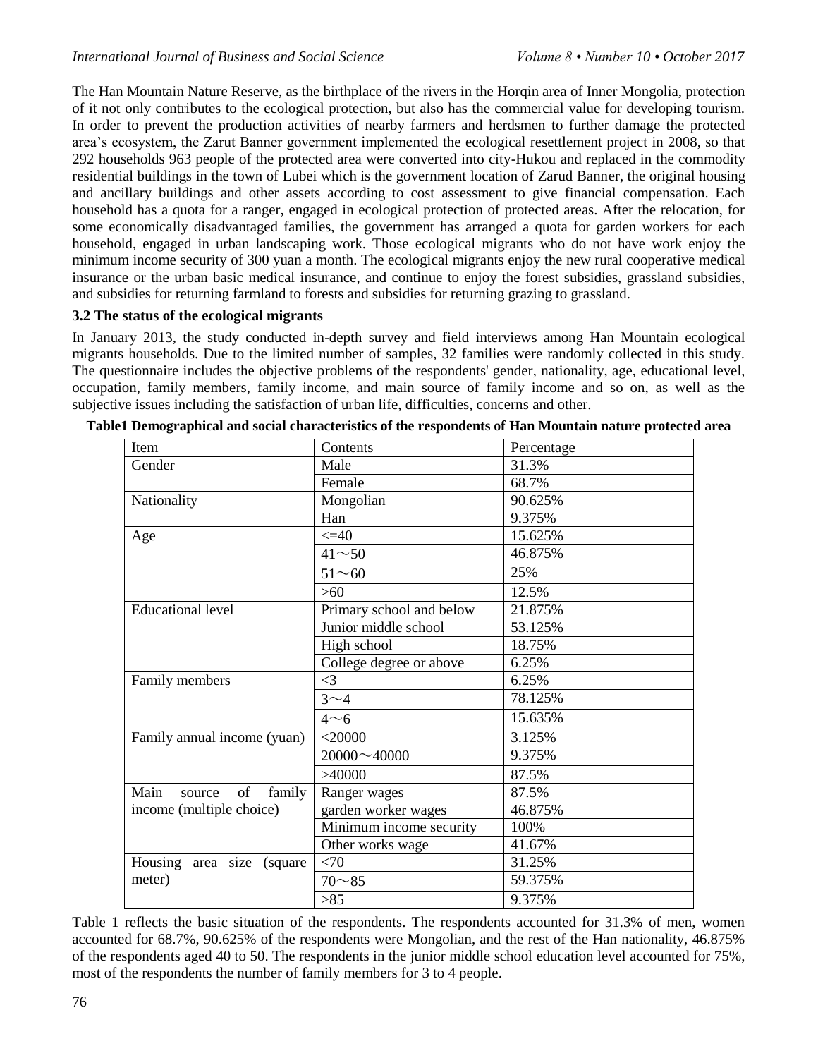The Han Mountain Nature Reserve, as the birthplace of the rivers in the Horqin area of Inner Mongolia, protection of it not only contributes to the ecological protection, but also has the commercial value for developing tourism. In order to prevent the production activities of nearby farmers and herdsmen to further damage the protected area's ecosystem, the Zarut Banner government implemented the ecological resettlement project in 2008, so that 292 households 963 people of the protected area were converted into city-Hukou and replaced in the commodity residential buildings in the town of Lubei which is the government location of Zarud Banner, the original housing and ancillary buildings and other assets according to cost assessment to give financial compensation. Each household has a quota for a ranger, engaged in ecological protection of protected areas. After the relocation, for some economically disadvantaged families, the government has arranged a quota for garden workers for each household, engaged in urban landscaping work. Those ecological migrants who do not have work enjoy the minimum income security of 300 yuan a month. The ecological migrants enjoy the new rural cooperative medical insurance or the urban basic medical insurance, and continue to enjoy the forest subsidies, grassland subsidies, and subsidies for returning farmland to forests and subsidies for returning grazing to grassland.

### 3.2 The status of the ecological migrants

In January 2013, the study conducted in-depth survey and field interviews among Han Mountain ecological migrants households. Due to the limited number of samples, 32 families were randomly collected in this study. The questionnaire includes the objective problems of the respondents' gender, nationality, age, educational level, occupation, family members, family income, and main source of family income and so on, as well as the subjective issues including the satisfaction of urban life, difficulties, concerns and other.

**Table1 Demographical and social characteristics of the respondents of Han Mountain nature protected area**

| Item | Contents | Percentage |
|---|---|---|
| Gender | Male | 31.3% |
| | Female | 68.7% |
| Nationality | Mongolian | 90.625% |
| | Han | 9.375% |
| Age | <=40 | 15.625% |
| | 41～50 | 46.875% |
| | 51～60 | 25% |
| | >60 | 12.5% |
| Educational level | Primary school and below | 21.875% |
| | Junior middle school | 53.125% |
| | High school | 18.75% |
| | College degree or above | 6.25% |
| Family members | <3 | 6.25% |
| | 3～4 | 78.125% |
| | 4～6 | 15.635% |
| Family annual income (yuan) | <20000 | 3.125% |
| | 20000～40000 | 9.375% |
| | >40000 | 87.5% |
| Main source of family income (multiple choice) | Ranger wages | 87.5% |
| | garden worker wages | 46.875% |
| | Minimum income security | 100% |
| | Other works wage | 41.67% |
| Housing area size (square meter) | <70 | 31.25% |
| | 70～85 | 59.375% |
| | >85 | 9.375% |

Table 1 reflects the basic situation of the respondents. The respondents accounted for 31.3% of men, women accounted for 68.7%, 90.625% of the respondents were Mongolian, and the rest of the Han nationality, 46.875% of the respondents aged 40 to 50. The respondents in the junior middle school education level accounted for 75%, most of the respondents the number of family members for 3 to 4 people.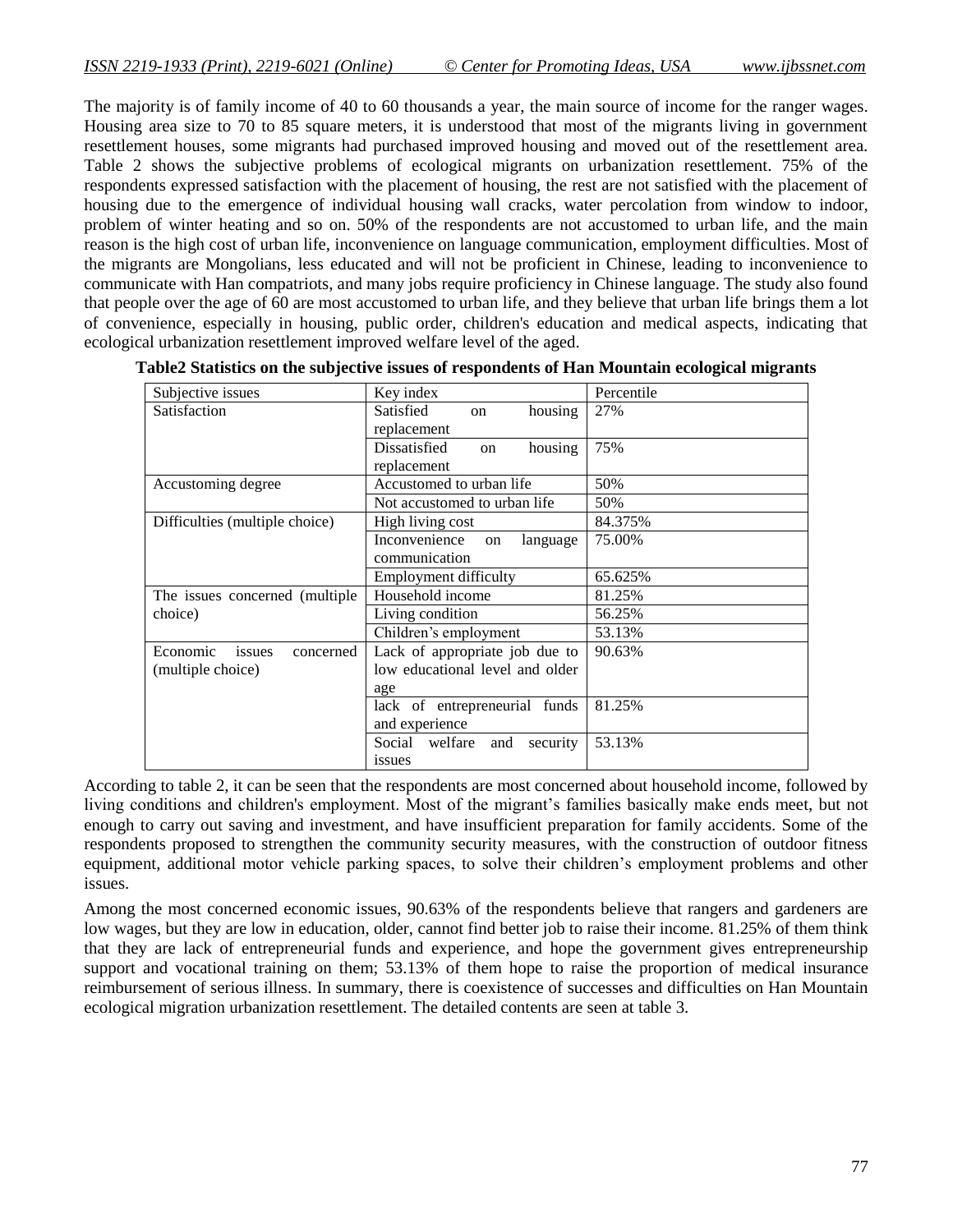The majority is of family income of 40 to 60 thousands a year, the main source of income for the ranger wages. Housing area size to 70 to 85 square meters, it is understood that most of the migrants living in government resettlement houses, some migrants had purchased improved housing and moved out of the resettlement area. Table 2 shows the subjective problems of ecological migrants on urbanization resettlement. 75% of the respondents expressed satisfaction with the placement of housing, the rest are not satisfied with the placement of housing due to the emergence of individual housing wall cracks, water percolation from window to indoor, problem of winter heating and so on. 50% of the respondents are not accustomed to urban life, and the main reason is the high cost of urban life, inconvenience on language communication, employment difficulties. Most of the migrants are Mongolians, less educated and will not be proficient in Chinese, leading to inconvenience to communicate with Han compatriots, and many jobs require proficiency in Chinese language. The study also found that people over the age of 60 are most accustomed to urban life, and they believe that urban life brings them a lot of convenience, especially in housing, public order, children's education and medical aspects, indicating that ecological urbanization resettlement improved welfare level of the aged.

**Table2 Statistics on the subjective issues of respondents of Han Mountain ecological migrants**

| Subjective issues | Key index | Percentile |
|---|---|---|
| Satisfaction | Satisfied on housing replacement | 27% |
| | Dissatisfied on housing replacement | 75% |
| Accustoming degree | Accustomed to urban life | 50% |
| | Not accustomed to urban life | 50% |
| Difficulties (multiple choice) | High living cost | 84.375% |
| | Inconvenience on language communication | 75.00% |
| | Employment difficulty | 65.625% |
| The issues concerned (multiple choice) | Household income | 81.25% |
| | Living condition | 56.25% |
| | Children's employment | 53.13% |
| Economic issues concerned (multiple choice) | Lack of appropriate job due to low educational level and older age | 90.63% |
| | lack of entrepreneurial funds and experience | 81.25% |
| | Social welfare and security issues | 53.13% |

According to table 2, it can be seen that the respondents are most concerned about household income, followed by living conditions and children's employment. Most of the migrant's families basically make ends meet, but not enough to carry out saving and investment, and have insufficient preparation for family accidents. Some of the respondents proposed to strengthen the community security measures, with the construction of outdoor fitness equipment, additional motor vehicle parking spaces, to solve their children's employment problems and other issues.

Among the most concerned economic issues, 90.63% of the respondents believe that rangers and gardeners are low wages, but they are low in education, older, cannot find better job to raise their income. 81.25% of them think that they are lack of entrepreneurial funds and experience, and hope the government gives entrepreneurship support and vocational training on them; 53.13% of them hope to raise the proportion of medical insurance reimbursement of serious illness. In summary, there is coexistence of successes and difficulties on Han Mountain ecological migration urbanization resettlement. The detailed contents are seen at table 3.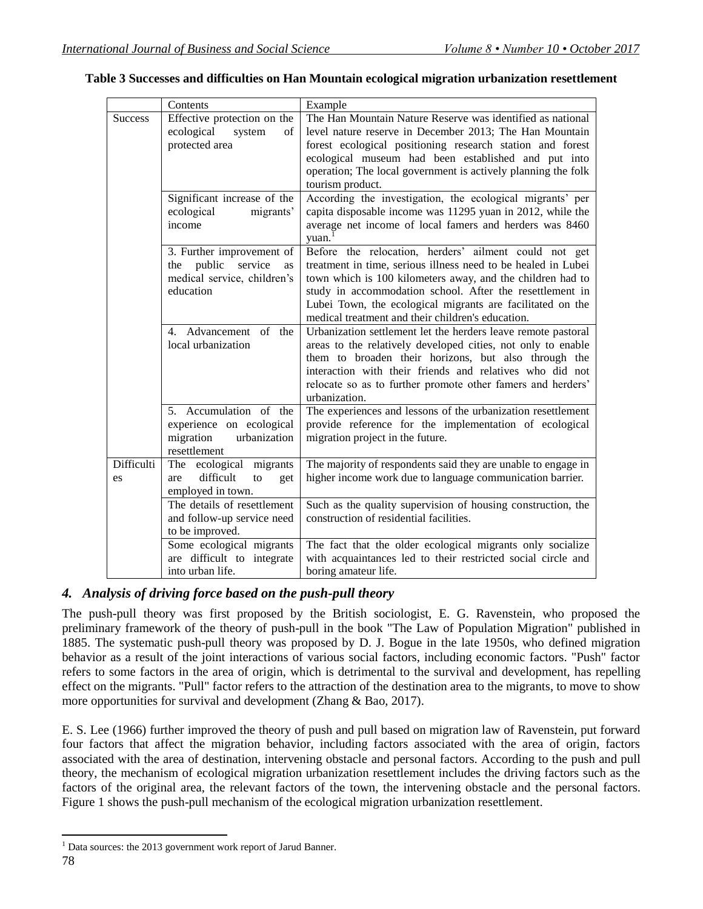**Table 3 Successes and difficulties on Han Mountain ecological migration urbanization resettlement**

| | Contents | Example |
|---|---|---|
| Success | Effective protection on the ecological system of protected area | The Han Mountain Nature Reserve was identified as national level nature reserve in December 2013; The Han Mountain forest ecological positioning research station and forest ecological museum had been established and put into operation; The local government is actively planning the folk tourism product. |
| | Significant increase of the ecological migrants' income | According the investigation, the ecological migrants' per capita disposable income was 11295 yuan in 2012, while the average net income of local famers and herders was 8460 yuan.[1] |
| | 3. Further improvement of the public service as medical service, children's education | Before the relocation, herders' ailment could not get treatment in time, serious illness need to be healed in Lubei town which is 100 kilometers away, and the children had to study in accommodation school. After the resettlement in Lubei Town, the ecological migrants are facilitated on the medical treatment and their children's education. |
| | 4. Advancement of the local urbanization | Urbanization settlement let the herders leave remote pastoral areas to the relatively developed cities, not only to enable them to broaden their horizons, but also through the interaction with their friends and relatives who did not relocate so as to further promote other famers and herders' urbanization. |
| | 5. Accumulation of the experience on ecological migration urbanization resettlement | The experiences and lessons of the urbanization resettlement provide reference for the implementation of ecological migration project in the future. |
| Difficulties | The ecological migrants are difficult to get employed in town. | The majority of respondents said they are unable to engage in higher income work due to language communication barrier. |
| | The details of resettlement and follow-up service need to be improved. | Such as the quality supervision of housing construction, the construction of residential facilities. |
| | Some ecological migrants are difficult to integrate into urban life. | The fact that the older ecological migrants only socialize with acquaintances led to their restricted social circle and boring amateur life. |

## *4. Analysis of driving force based on the push-pull theory*

The push-pull theory was first proposed by the British sociologist, E. G. Ravenstein, who proposed the preliminary framework of the theory of push-pull in the book "The Law of Population Migration" published in 1885. The systematic push-pull theory was proposed by D. J. Bogue in the late 1950s, who defined migration behavior as a result of the joint interactions of various social factors, including economic factors. "Push" factor refers to some factors in the area of origin, which is detrimental to the survival and development, has repelling effect on the migrants. "Pull" factor refers to the attraction of the destination area to the migrants, to move to show more opportunities for survival and development (Zhang & Bao, 2017).

E. S. Lee (1966) further improved the theory of push and pull based on migration law of Ravenstein, put forward four factors that affect the migration behavior, including factors associated with the area of origin, factors associated with the area of destination, intervening obstacle and personal factors. According to the push and pull theory, the mechanism of ecological migration urbanization resettlement includes the driving factors such as the factors of the original area, the relevant factors of the town, the intervening obstacle and the personal factors. Figure 1 shows the push-pull mechanism of the ecological migration urbanization resettlement.

[1] Data sources: the 2013 government work report of Jarud Banner.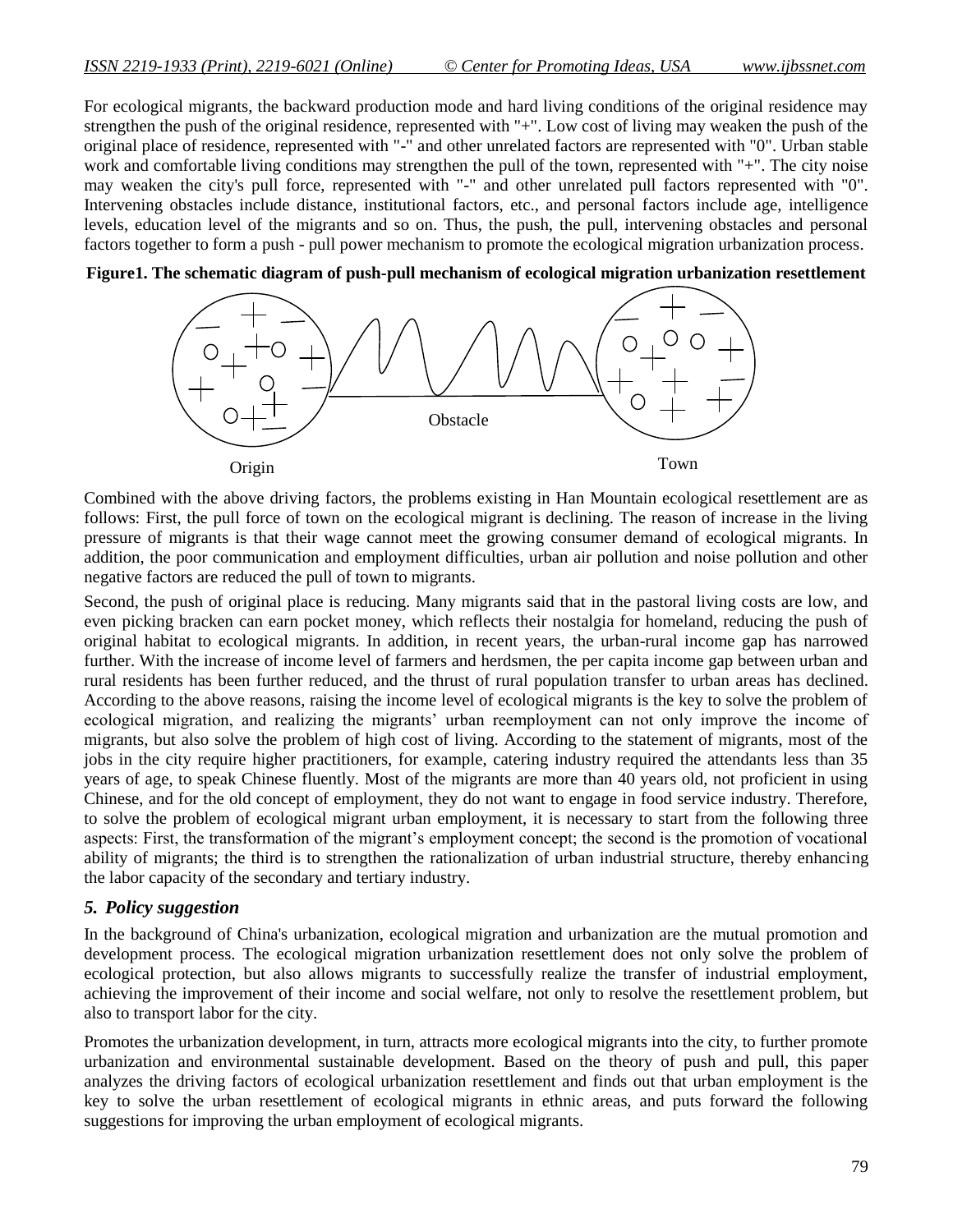For ecological migrants, the backward production mode and hard living conditions of the original residence may strengthen the push of the original residence, represented with "+". Low cost of living may weaken the push of the original place of residence, represented with "-" and other unrelated factors are represented with "0". Urban stable work and comfortable living conditions may strengthen the pull of the town, represented with "+". The city noise may weaken the city's pull force, represented with "-" and other unrelated pull factors represented with "0". Intervening obstacles include distance, institutional factors, etc., and personal factors include age, intelligence levels, education level of the migrants and so on. Thus, the push, the pull, intervening obstacles and personal factors together to form a push - pull power mechanism to promote the ecological migration urbanization process.

**Figure1. The schematic diagram of push-pull mechanism of ecological migration urbanization resettlement**

Obstacle

Origin

Town

Combined with the above driving factors, the problems existing in Han Mountain ecological resettlement are as follows: First, the pull force of town on the ecological migrant is declining. The reason of increase in the living pressure of migrants is that their wage cannot meet the growing consumer demand of ecological migrants. In addition, the poor communication and employment difficulties, urban air pollution and noise pollution and other negative factors are reduced the pull of town to migrants.

Second, the push of original place is reducing. Many migrants said that in the pastoral living costs are low, and even picking bracken can earn pocket money, which reflects their nostalgia for homeland, reducing the push of original habitat to ecological migrants. In addition, in recent years, the urban-rural income gap has narrowed further. With the increase of income level of farmers and herdsmen, the per capita income gap between urban and rural residents has been further reduced, and the thrust of rural population transfer to urban areas has declined. According to the above reasons, raising the income level of ecological migrants is the key to solve the problem of ecological migration, and realizing the migrants' urban reemployment can not only improve the income of migrants, but also solve the problem of high cost of living. According to the statement of migrants, most of the jobs in the city require higher practitioners, for example, catering industry required the attendants less than 35 years of age, to speak Chinese fluently. Most of the migrants are more than 40 years old, not proficient in using Chinese, and for the old concept of employment, they do not want to engage in food service industry. Therefore, to solve the problem of ecological migrant urban employment, it is necessary to start from the following three aspects: First, the transformation of the migrant's employment concept; the second is the promotion of vocational ability of migrants; the third is to strengthen the rationalization of urban industrial structure, thereby enhancing the labor capacity of the secondary and tertiary industry.

## *5. Policy suggestion*

In the background of China's urbanization, ecological migration and urbanization are the mutual promotion and development process. The ecological migration urbanization resettlement does not only solve the problem of ecological protection, but also allows migrants to successfully realize the transfer of industrial employment, achieving the improvement of their income and social welfare, not only to resolve the resettlement problem, but also to transport labor for the city.

Promotes the urbanization development, in turn, attracts more ecological migrants into the city, to further promote urbanization and environmental sustainable development. Based on the theory of push and pull, this paper analyzes the driving factors of ecological urbanization resettlement and finds out that urban employment is the key to solve the urban resettlement of ecological migrants in ethnic areas, and puts forward the following suggestions for improving the urban employment of ecological migrants.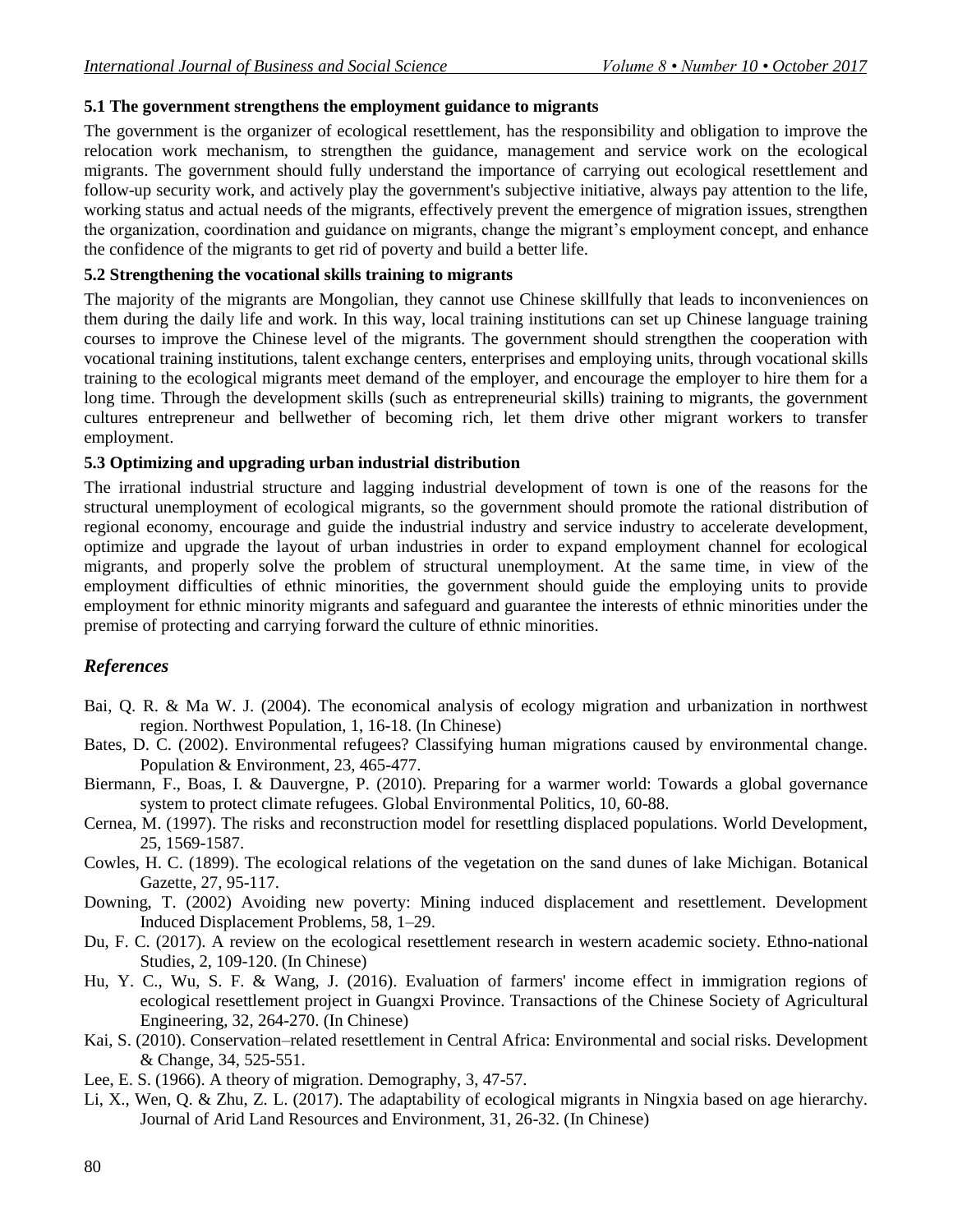### 5.1 The government strengthens the employment guidance to migrants

The government is the organizer of ecological resettlement, has the responsibility and obligation to improve the relocation work mechanism, to strengthen the guidance, management and service work on the ecological migrants. The government should fully understand the importance of carrying out ecological resettlement and follow-up security work, and actively play the government's subjective initiative, always pay attention to the life, working status and actual needs of the migrants, effectively prevent the emergence of migration issues, strengthen the organization, coordination and guidance on migrants, change the migrant's employment concept, and enhance the confidence of the migrants to get rid of poverty and build a better life.

### 5.2 Strengthening the vocational skills training to migrants

The majority of the migrants are Mongolian, they cannot use Chinese skillfully that leads to inconveniences on them during the daily life and work. In this way, local training institutions can set up Chinese language training courses to improve the Chinese level of the migrants. The government should strengthen the cooperation with vocational training institutions, talent exchange centers, enterprises and employing units, through vocational skills training to the ecological migrants meet demand of the employer, and encourage the employer to hire them for a long time. Through the development skills (such as entrepreneurial skills) training to migrants, the government cultures entrepreneur and bellwether of becoming rich, let them drive other migrant workers to transfer employment.

### 5.3 Optimizing and upgrading urban industrial distribution

The irrational industrial structure and lagging industrial development of town is one of the reasons for the structural unemployment of ecological migrants, so the government should promote the rational distribution of regional economy, encourage and guide the industrial industry and service industry to accelerate development, optimize and upgrade the layout of urban industries in order to expand employment channel for ecological migrants, and properly solve the problem of structural unemployment. At the same time, in view of the employment difficulties of ethnic minorities, the government should guide the employing units to provide employment for ethnic minority migrants and safeguard and guarantee the interests of ethnic minorities under the premise of protecting and carrying forward the culture of ethnic minorities.

## *References*

Bai, Q. R. & Ma W. J. (2004). The economical analysis of ecology migration and urbanization in northwest region. Northwest Population, 1, 16-18. (In Chinese)

Bates, D. C. (2002). Environmental refugees? Classifying human migrations caused by environmental change. Population & Environment, 23, 465-477.

Biermann, F., Boas, I. & Dauvergne, P. (2010). Preparing for a warmer world: Towards a global governance system to protect climate refugees. Global Environmental Politics, 10, 60-88.

Cernea, M. (1997). The risks and reconstruction model for resettling displaced populations. World Development, 25, 1569-1587.

Cowles, H. C. (1899). The ecological relations of the vegetation on the sand dunes of lake Michigan. Botanical Gazette, 27, 95-117.

Downing, T. (2002) Avoiding new poverty: Mining induced displacement and resettlement. Development Induced Displacement Problems, 58, 1–29.

Du, F. C. (2017). A review on the ecological resettlement research in western academic society. Ethno-national Studies, 2, 109-120. (In Chinese)

Hu, Y. C., Wu, S. F. & Wang, J. (2016). Evaluation of farmers' income effect in immigration regions of ecological resettlement project in Guangxi Province. Transactions of the Chinese Society of Agricultural Engineering, 32, 264-270. (In Chinese)

Kai, S. (2010). Conservation–related resettlement in Central Africa: Environmental and social risks. Development & Change, 34, 525-551.

Lee, E. S. (1966). A theory of migration. Demography, 3, 47-57.

Li, X., Wen, Q. & Zhu, Z. L. (2017). The adaptability of ecological migrants in Ningxia based on age hierarchy. Journal of Arid Land Resources and Environment, 31, 26-32. (In Chinese)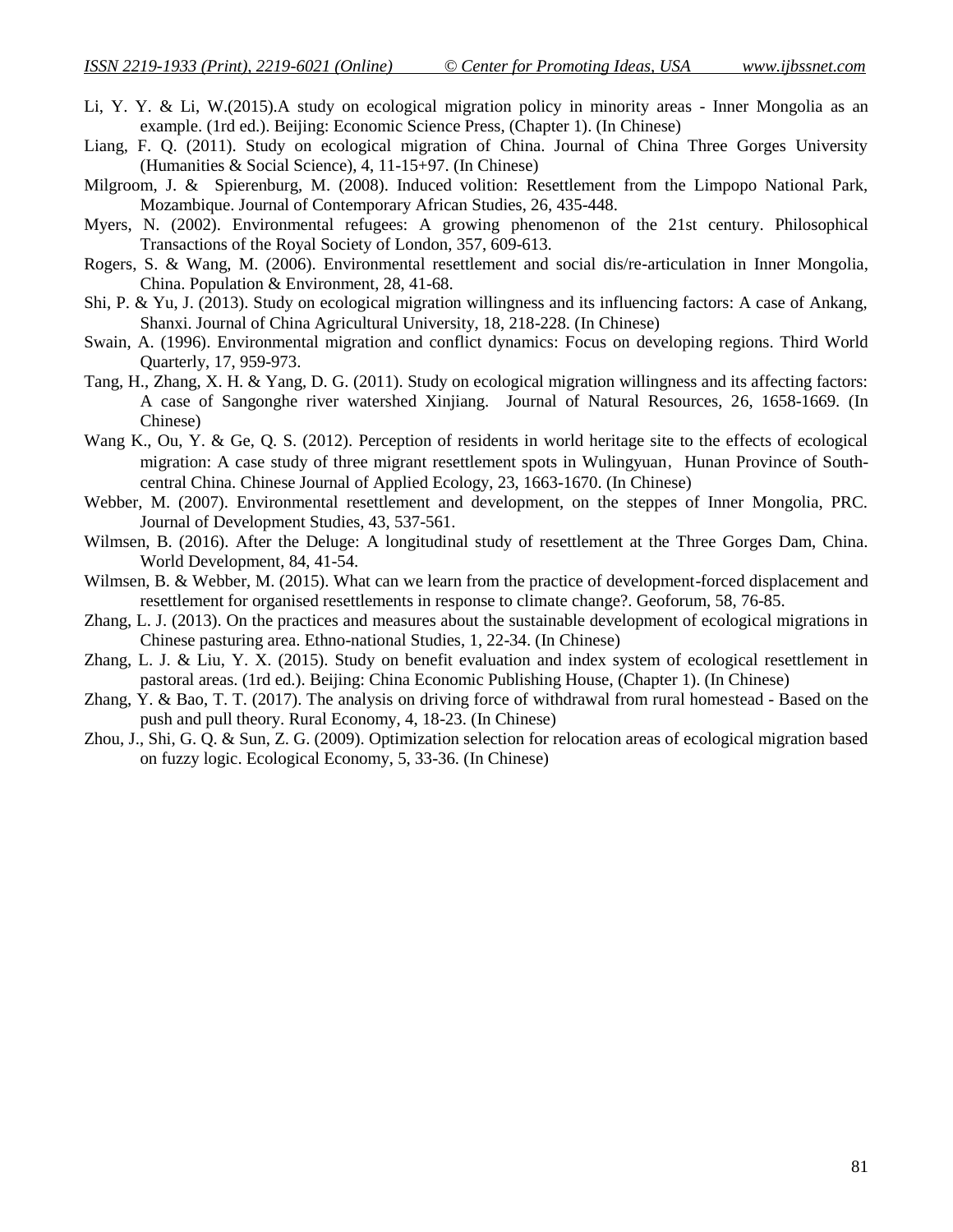Li, Y. Y. & Li, W.(2015).A study on ecological migration policy in minority areas - Inner Mongolia as an example. (1rd ed.). Beijing: Economic Science Press, (Chapter 1). (In Chinese)

Liang, F. Q. (2011). Study on ecological migration of China. Journal of China Three Gorges University (Humanities & Social Science), 4, 11-15+97. (In Chinese)

Milgroom, J. & Spierenburg, M. (2008). Induced volition: Resettlement from the Limpopo National Park, Mozambique. Journal of Contemporary African Studies, 26, 435-448.

Myers, N. (2002). Environmental refugees: A growing phenomenon of the 21st century. Philosophical Transactions of the Royal Society of London, 357, 609-613.

Rogers, S. & Wang, M. (2006). Environmental resettlement and social dis/re-articulation in Inner Mongolia, China. Population & Environment, 28, 41-68.

Shi, P. & Yu, J. (2013). Study on ecological migration willingness and its influencing factors: A case of Ankang, Shanxi. Journal of China Agricultural University, 18, 218-228. (In Chinese)

Swain, A. (1996). Environmental migration and conflict dynamics: Focus on developing regions. Third World Quarterly, 17, 959-973.

Tang, H., Zhang, X. H. & Yang, D. G. (2011). Study on ecological migration willingness and its affecting factors: A case of Sangonghe river watershed Xinjiang. Journal of Natural Resources, 26, 1658-1669. (In Chinese)

Wang K., Ou, Y. & Ge, Q. S. (2012). Perception of residents in world heritage site to the effects of ecological migration: A case study of three migrant resettlement spots in Wulingyuan, Hunan Province of South-central China. Chinese Journal of Applied Ecology, 23, 1663-1670. (In Chinese)

Webber, M. (2007). Environmental resettlement and development, on the steppes of Inner Mongolia, PRC. Journal of Development Studies, 43, 537-561.

Wilmsen, B. (2016). After the Deluge: A longitudinal study of resettlement at the Three Gorges Dam, China. World Development, 84, 41-54.

Wilmsen, B. & Webber, M. (2015). What can we learn from the practice of development-forced displacement and resettlement for organised resettlements in response to climate change?. Geoforum, 58, 76-85.

Zhang, L. J. (2013). On the practices and measures about the sustainable development of ecological migrations in Chinese pasturing area. Ethno-national Studies, 1, 22-34. (In Chinese)

Zhang, L. J. & Liu, Y. X. (2015). Study on benefit evaluation and index system of ecological resettlement in pastoral areas. (1rd ed.). Beijing: China Economic Publishing House, (Chapter 1). (In Chinese)

Zhang, Y. & Bao, T. T. (2017). The analysis on driving force of withdrawal from rural homestead - Based on the push and pull theory. Rural Economy, 4, 18-23. (In Chinese)

Zhou, J., Shi, G. Q. & Sun, Z. G. (2009). Optimization selection for relocation areas of ecological migration based on fuzzy logic. Ecological Economy, 5, 33-36. (In Chinese)